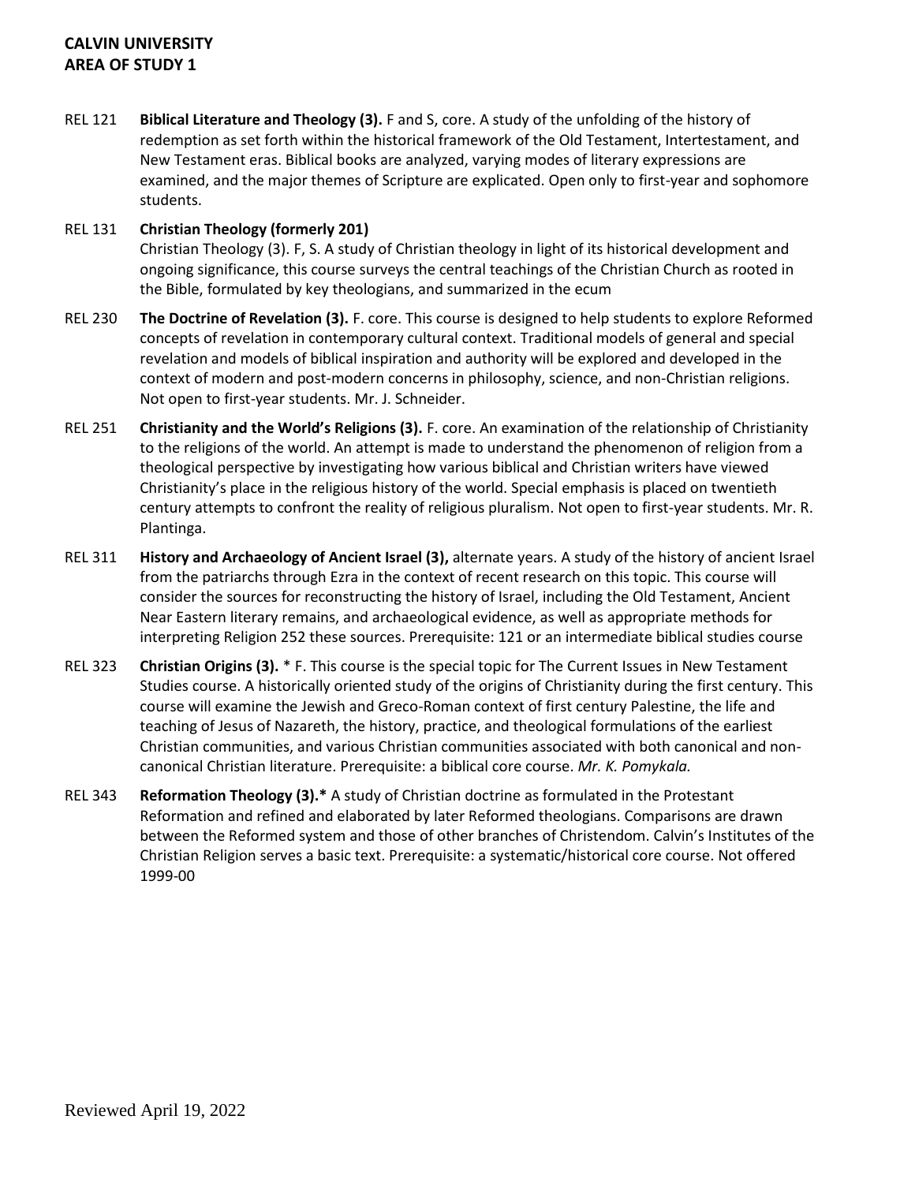**CALVIN UNIVERSITY**
**AREA OF STUDY 1**

REL 121 **Biblical Literature and Theology (3).** F and S, core. A study of the unfolding of the history of redemption as set forth within the historical framework of the Old Testament, Intertestament, and New Testament eras. Biblical books are analyzed, varying modes of literary expressions are examined, and the major themes of Scripture are explicated. Open only to first-year and sophomore students.

REL 131 **Christian Theology (formerly 201)**
Christian Theology (3). F, S. A study of Christian theology in light of its historical development and ongoing significance, this course surveys the central teachings of the Christian Church as rooted in the Bible, formulated by key theologians, and summarized in the ecum

REL 230 **The Doctrine of Revelation (3).** F. core. This course is designed to help students to explore Reformed concepts of revelation in contemporary cultural context. Traditional models of general and special revelation and models of biblical inspiration and authority will be explored and developed in the context of modern and post-modern concerns in philosophy, science, and non-Christian religions. Not open to first-year students. Mr. J. Schneider.

REL 251 **Christianity and the World's Religions (3).** F. core. An examination of the relationship of Christianity to the religions of the world. An attempt is made to understand the phenomenon of religion from a theological perspective by investigating how various biblical and Christian writers have viewed Christianity's place in the religious history of the world. Special emphasis is placed on twentieth century attempts to confront the reality of religious pluralism. Not open to first-year students. Mr. R. Plantinga.

REL 311 **History and Archaeology of Ancient Israel (3),** alternate years. A study of the history of ancient Israel from the patriarchs through Ezra in the context of recent research on this topic. This course will consider the sources for reconstructing the history of Israel, including the Old Testament, Ancient Near Eastern literary remains, and archaeological evidence, as well as appropriate methods for interpreting Religion 252 these sources. Prerequisite: 121 or an intermediate biblical studies course

REL 323 **Christian Origins (3).** * F. This course is the special topic for The Current Issues in New Testament Studies course. A historically oriented study of the origins of Christianity during the first century. This course will examine the Jewish and Greco-Roman context of first century Palestine, the life and teaching of Jesus of Nazareth, the history, practice, and theological formulations of the earliest Christian communities, and various Christian communities associated with both canonical and non-canonical Christian literature. Prerequisite: a biblical core course. *Mr. K. Pomykala.*

REL 343 **Reformation Theology (3).*** A study of Christian doctrine as formulated in the Protestant Reformation and refined and elaborated by later Reformed theologians. Comparisons are drawn between the Reformed system and those of other branches of Christendom. Calvin's Institutes of the Christian Religion serves a basic text. Prerequisite: a systematic/historical core course. Not offered 1999-00

Reviewed April 19, 2022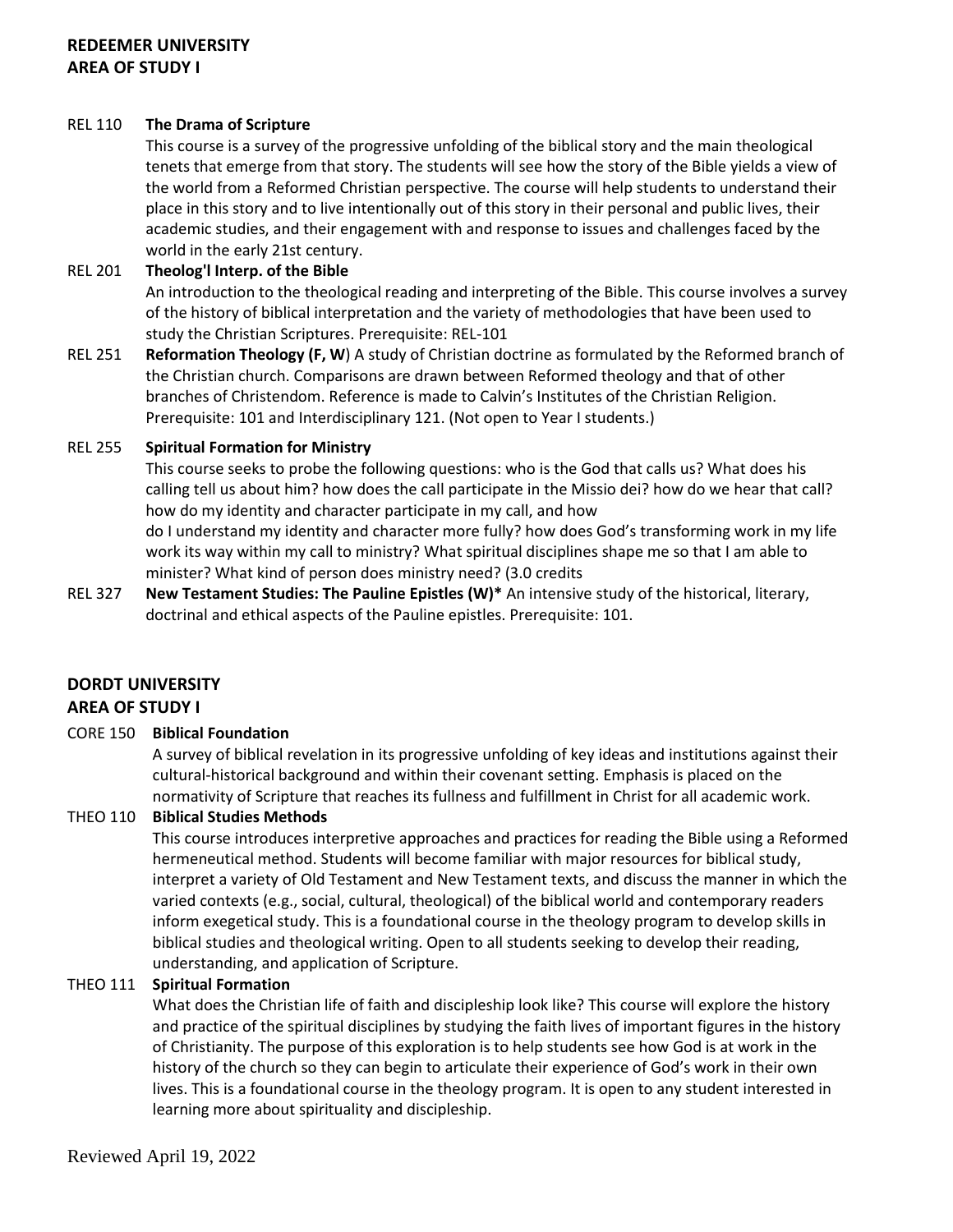**REDEEMER UNIVERSITY**
**AREA OF STUDY I**

REL 110 **The Drama of Scripture**
This course is a survey of the progressive unfolding of the biblical story and the main theological tenets that emerge from that story. The students will see how the story of the Bible yields a view of the world from a Reformed Christian perspective. The course will help students to understand their place in this story and to live intentionally out of this story in their personal and public lives, their academic studies, and their engagement with and response to issues and challenges faced by the world in the early 21st century.

REL 201 **Theolog'l Interp. of the Bible**
An introduction to the theological reading and interpreting of the Bible. This course involves a survey of the history of biblical interpretation and the variety of methodologies that have been used to study the Christian Scriptures. Prerequisite: REL-101

REL 251 **Reformation Theology (F, W**) A study of Christian doctrine as formulated by the Reformed branch of the Christian church. Comparisons are drawn between Reformed theology and that of other branches of Christendom. Reference is made to Calvin's Institutes of the Christian Religion. Prerequisite: 101 and Interdisciplinary 121. (Not open to Year I students.)

REL 255 **Spiritual Formation for Ministry**
This course seeks to probe the following questions: who is the God that calls us? What does his calling tell us about him? how does the call participate in the Missio dei? how do we hear that call? how do my identity and character participate in my call, and how
do I understand my identity and character more fully? how does God's transforming work in my life work its way within my call to ministry? What spiritual disciplines shape me so that I am able to minister? What kind of person does ministry need? (3.0 credits

REL 327 **New Testament Studies: The Pauline Epistles (W)*** An intensive study of the historical, literary, doctrinal and ethical aspects of the Pauline epistles. Prerequisite: 101.

**DORDT UNIVERSITY**
**AREA OF STUDY I**

CORE 150 **Biblical Foundation**
A survey of biblical revelation in its progressive unfolding of key ideas and institutions against their cultural-historical background and within their covenant setting. Emphasis is placed on the normativity of Scripture that reaches its fullness and fulfillment in Christ for all academic work.

THEO 110 **Biblical Studies Methods**
This course introduces interpretive approaches and practices for reading the Bible using a Reformed hermeneutical method. Students will become familiar with major resources for biblical study, interpret a variety of Old Testament and New Testament texts, and discuss the manner in which the varied contexts (e.g., social, cultural, theological) of the biblical world and contemporary readers inform exegetical study. This is a foundational course in the theology program to develop skills in biblical studies and theological writing. Open to all students seeking to develop their reading, understanding, and application of Scripture.

THEO 111 **Spiritual Formation**
What does the Christian life of faith and discipleship look like? This course will explore the history and practice of the spiritual disciplines by studying the faith lives of important figures in the history of Christianity. The purpose of this exploration is to help students see how God is at work in the history of the church so they can begin to articulate their experience of God's work in their own lives. This is a foundational course in the theology program. It is open to any student interested in learning more about spirituality and discipleship.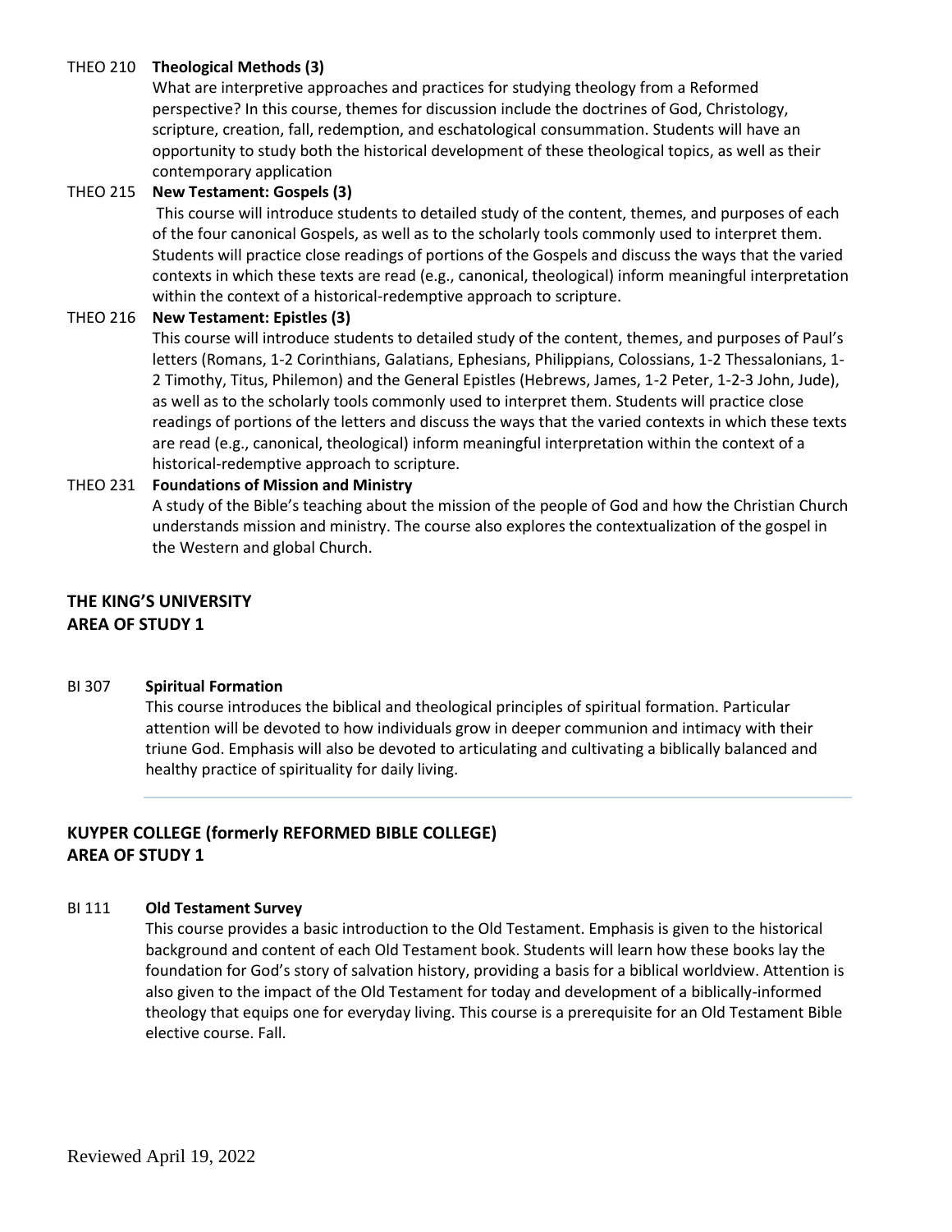**THEO 210 Theological Methods (3)**

What are interpretive approaches and practices for studying theology from a Reformed perspective? In this course, themes for discussion include the doctrines of God, Christology, scripture, creation, fall, redemption, and eschatological consummation. Students will have an opportunity to study both the historical development of these theological topics, as well as their contemporary application

**THEO 215 New Testament: Gospels (3)**

This course will introduce students to detailed study of the content, themes, and purposes of each of the four canonical Gospels, as well as to the scholarly tools commonly used to interpret them. Students will practice close readings of portions of the Gospels and discuss the ways that the varied contexts in which these texts are read (e.g., canonical, theological) inform meaningful interpretation within the context of a historical-redemptive approach to scripture.

**THEO 216 New Testament: Epistles (3)**

This course will introduce students to detailed study of the content, themes, and purposes of Paul's letters (Romans, 1-2 Corinthians, Galatians, Ephesians, Philippians, Colossians, 1-2 Thessalonians, 1-2 Timothy, Titus, Philemon) and the General Epistles (Hebrews, James, 1-2 Peter, 1-2-3 John, Jude), as well as to the scholarly tools commonly used to interpret them. Students will practice close readings of portions of the letters and discuss the ways that the varied contexts in which these texts are read (e.g., canonical, theological) inform meaningful interpretation within the context of a historical-redemptive approach to scripture.

**THEO 231 Foundations of Mission and Ministry**

A study of the Bible's teaching about the mission of the people of God and how the Christian Church understands mission and ministry. The course also explores the contextualization of the gospel in the Western and global Church.

## THE KING'S UNIVERSITY
## AREA OF STUDY 1

**BI 307 Spiritual Formation**

This course introduces the biblical and theological principles of spiritual formation. Particular attention will be devoted to how individuals grow in deeper communion and intimacy with their triune God. Emphasis will also be devoted to articulating and cultivating a biblically balanced and healthy practice of spirituality for daily living.

---

## KUYPER COLLEGE (formerly REFORMED BIBLE COLLEGE)
## AREA OF STUDY 1

**BI 111 Old Testament Survey**

This course provides a basic introduction to the Old Testament. Emphasis is given to the historical background and content of each Old Testament book. Students will learn how these books lay the foundation for God's story of salvation history, providing a basis for a biblical worldview. Attention is also given to the impact of the Old Testament for today and development of a biblically-informed theology that equips one for everyday living. This course is a prerequisite for an Old Testament Bible elective course. Fall.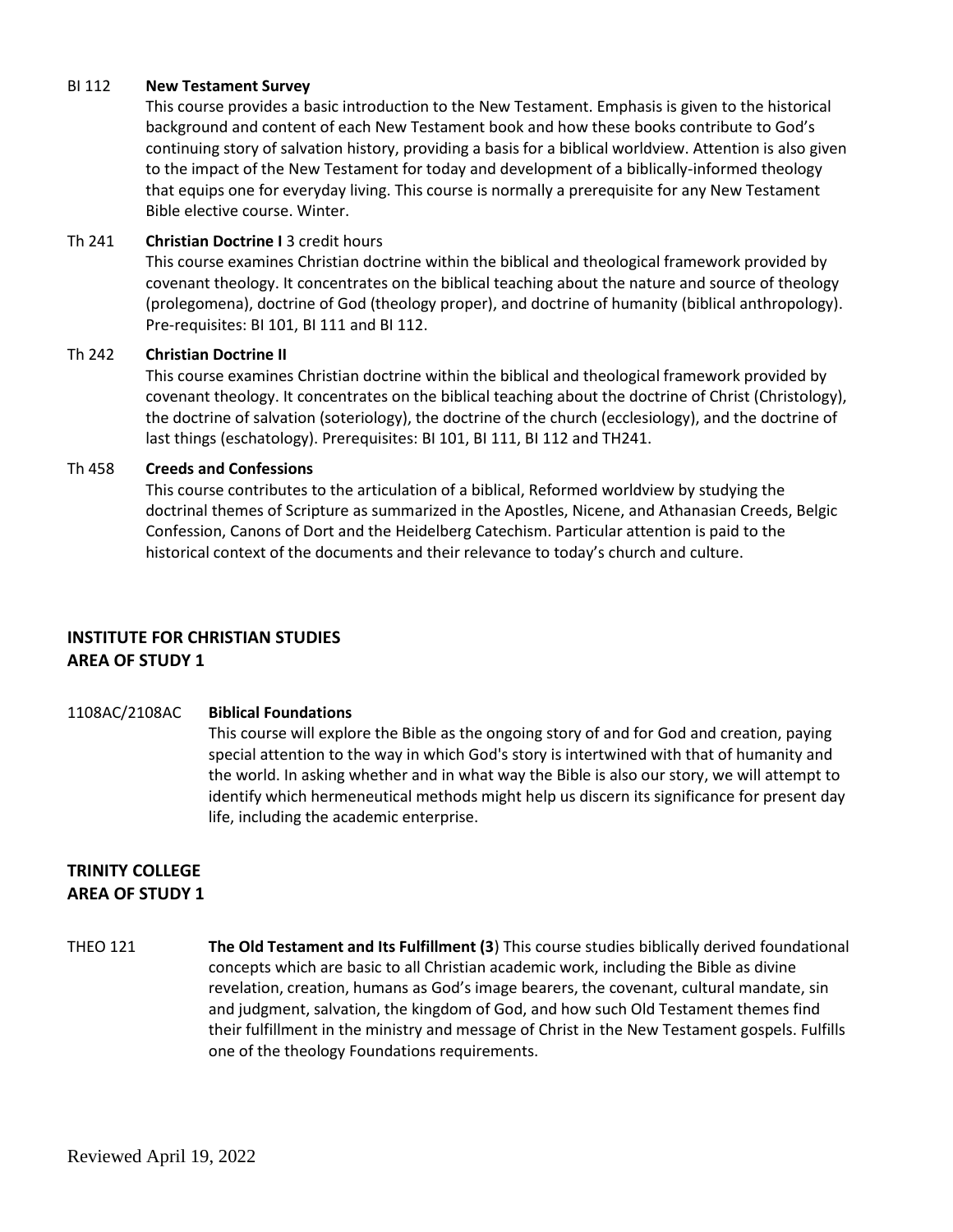BI 112 **New Testament Survey**

This course provides a basic introduction to the New Testament. Emphasis is given to the historical background and content of each New Testament book and how these books contribute to God's continuing story of salvation history, providing a basis for a biblical worldview. Attention is also given to the impact of the New Testament for today and development of a biblically-informed theology that equips one for everyday living. This course is normally a prerequisite for any New Testament Bible elective course. Winter.

Th 241 **Christian Doctrine I** 3 credit hours

This course examines Christian doctrine within the biblical and theological framework provided by covenant theology. It concentrates on the biblical teaching about the nature and source of theology (prolegomena), doctrine of God (theology proper), and doctrine of humanity (biblical anthropology). Pre-requisites: BI 101, BI 111 and BI 112.

Th 242 **Christian Doctrine II**

This course examines Christian doctrine within the biblical and theological framework provided by covenant theology. It concentrates on the biblical teaching about the doctrine of Christ (Christology), the doctrine of salvation (soteriology), the doctrine of the church (ecclesiology), and the doctrine of last things (eschatology). Prerequisites: BI 101, BI 111, BI 112 and TH241.

Th 458 **Creeds and Confessions**

This course contributes to the articulation of a biblical, Reformed worldview by studying the doctrinal themes of Scripture as summarized in the Apostles, Nicene, and Athanasian Creeds, Belgic Confession, Canons of Dort and the Heidelberg Catechism. Particular attention is paid to the historical context of the documents and their relevance to today's church and culture.

## INSTITUTE FOR CHRISTIAN STUDIES
## AREA OF STUDY 1

1108AC/2108AC **Biblical Foundations**

This course will explore the Bible as the ongoing story of and for God and creation, paying special attention to the way in which God's story is intertwined with that of humanity and the world. In asking whether and in what way the Bible is also our story, we will attempt to identify which hermeneutical methods might help us discern its significance for present day life, including the academic enterprise.

## TRINITY COLLEGE
## AREA OF STUDY 1

THEO 121 **The Old Testament and Its Fulfillment (3**) This course studies biblically derived foundational concepts which are basic to all Christian academic work, including the Bible as divine revelation, creation, humans as God's image bearers, the covenant, cultural mandate, sin and judgment, salvation, the kingdom of God, and how such Old Testament themes find their fulfillment in the ministry and message of Christ in the New Testament gospels. Fulfills one of the theology Foundations requirements.

Reviewed April 19, 2022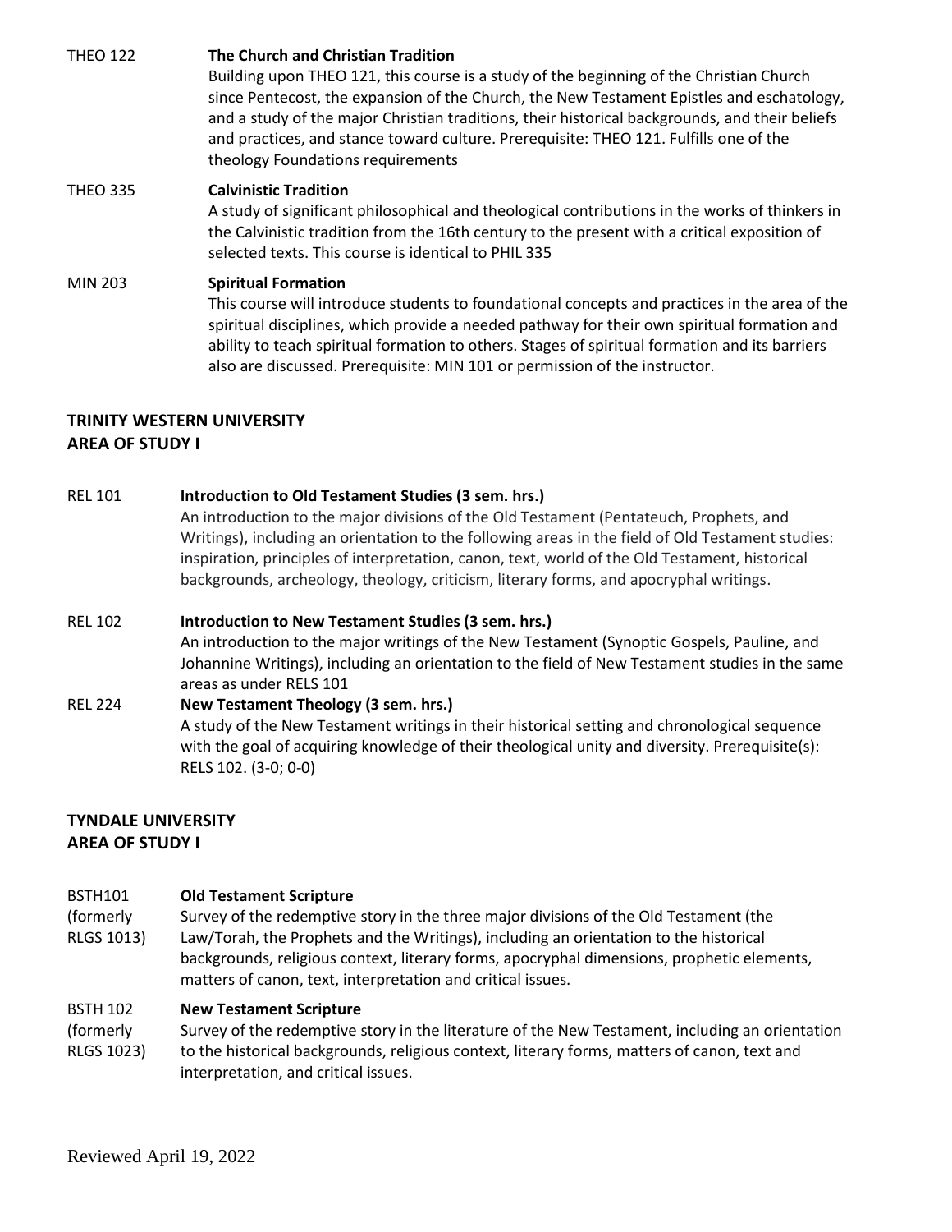THEO 122 **The Church and Christian Tradition**
Building upon THEO 121, this course is a study of the beginning of the Christian Church since Pentecost, the expansion of the Church, the New Testament Epistles and eschatology, and a study of the major Christian traditions, their historical backgrounds, and their beliefs and practices, and stance toward culture. Prerequisite: THEO 121. Fulfills one of the theology Foundations requirements

THEO 335 **Calvinistic Tradition**
A study of significant philosophical and theological contributions in the works of thinkers in the Calvinistic tradition from the 16th century to the present with a critical exposition of selected texts. This course is identical to PHIL 335

MIN 203 **Spiritual Formation**
This course will introduce students to foundational concepts and practices in the area of the spiritual disciplines, which provide a needed pathway for their own spiritual formation and ability to teach spiritual formation to others. Stages of spiritual formation and its barriers also are discussed. Prerequisite: MIN 101 or permission of the instructor.

## TRINITY WESTERN UNIVERSITY
## AREA OF STUDY I

REL 101 **Introduction to Old Testament Studies (3 sem. hrs.)**
An introduction to the major divisions of the Old Testament (Pentateuch, Prophets, and Writings), including an orientation to the following areas in the field of Old Testament studies: inspiration, principles of interpretation, canon, text, world of the Old Testament, historical backgrounds, archeology, theology, criticism, literary forms, and apocryphal writings.

REL 102 **Introduction to New Testament Studies (3 sem. hrs.)**
An introduction to the major writings of the New Testament (Synoptic Gospels, Pauline, and Johannine Writings), including an orientation to the field of New Testament studies in the same areas as under RELS 101

REL 224 **New Testament Theology (3 sem. hrs.)**
A study of the New Testament writings in their historical setting and chronological sequence with the goal of acquiring knowledge of their theological unity and diversity. Prerequisite(s): RELS 102. (3-0; 0-0)

## TYNDALE UNIVERSITY
## AREA OF STUDY I

BSTH101 (formerly RLGS 1013) **Old Testament Scripture**
Survey of the redemptive story in the three major divisions of the Old Testament (the Law/Torah, the Prophets and the Writings), including an orientation to the historical backgrounds, religious context, literary forms, apocryphal dimensions, prophetic elements, matters of canon, text, interpretation and critical issues.

BSTH 102 (formerly RLGS 1023) **New Testament Scripture**
Survey of the redemptive story in the literature of the New Testament, including an orientation to the historical backgrounds, religious context, literary forms, matters of canon, text and interpretation, and critical issues.

Reviewed April 19, 2022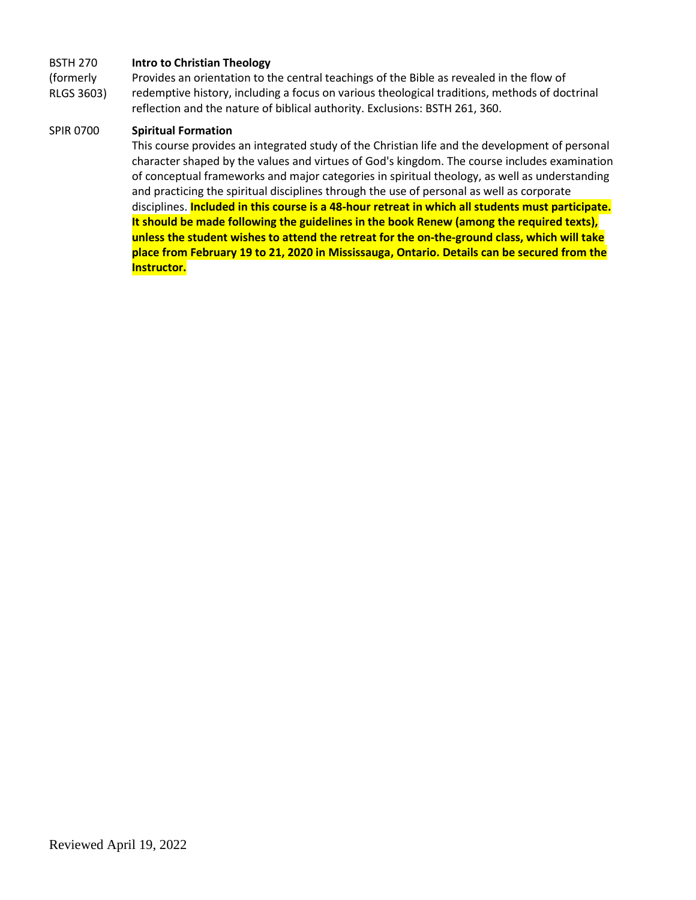BSTH 270 (formerly RLGS 3603) **Intro to Christian Theology**

Provides an orientation to the central teachings of the Bible as revealed in the flow of redemptive history, including a focus on various theological traditions, methods of doctrinal reflection and the nature of biblical authority. Exclusions: BSTH 261, 360.

SPIR 0700 **Spiritual Formation**

This course provides an integrated study of the Christian life and the development of personal character shaped by the values and virtues of God's kingdom. The course includes examination of conceptual frameworks and major categories in spiritual theology, as well as understanding and practicing the spiritual disciplines through the use of personal as well as corporate disciplines. **Included in this course is a 48-hour retreat in which all students must participate. It should be made following the guidelines in the book Renew (among the required texts), unless the student wishes to attend the retreat for the on-the-ground class, which will take place from February 19 to 21, 2020 in Mississauga, Ontario. Details can be secured from the Instructor.**

Reviewed April 19, 2022